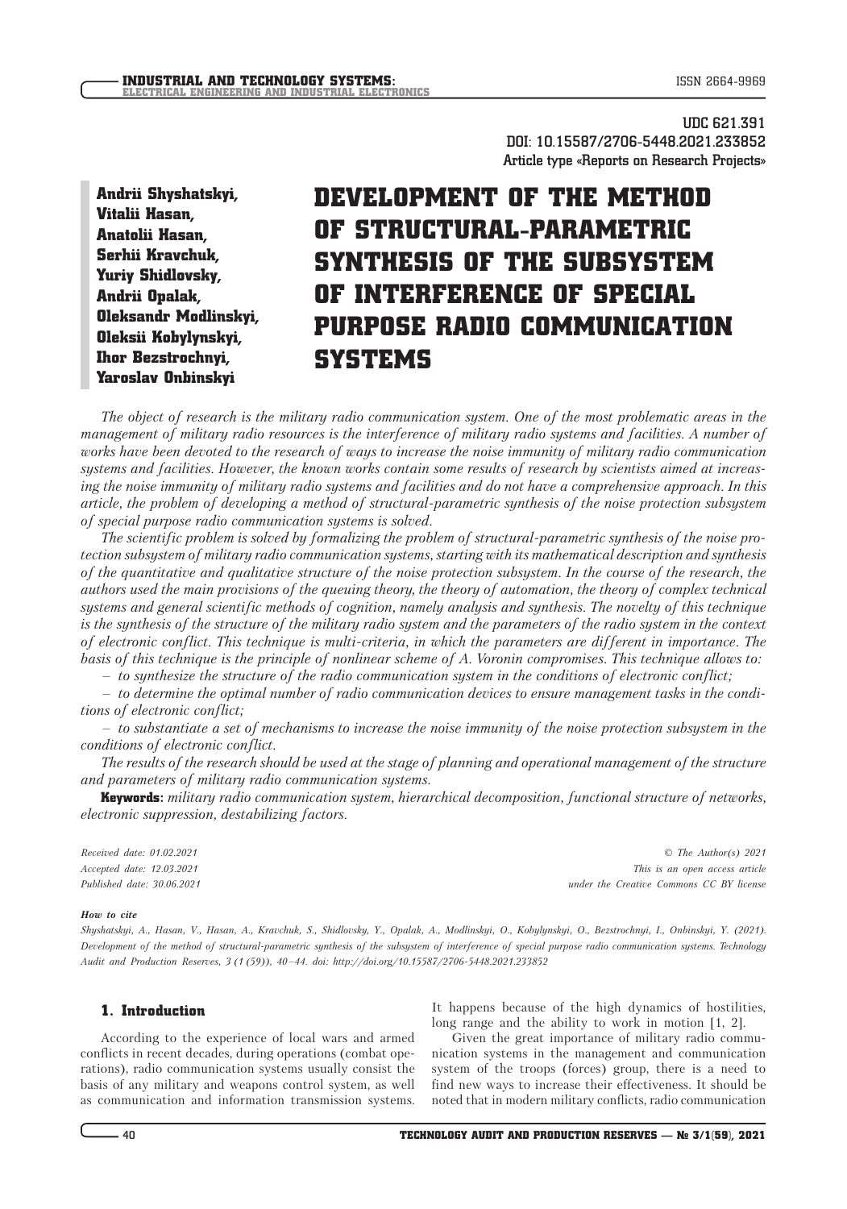UDC 621.391
DOI: 10.15587/2706-5448.2021.233852
Article type «Reports on Research Projects»

**Andrii Shyshatskyi,**
**Vitalii Hasan,**
**Anatolii Hasan,**
**Serhii Kravchuk,**
**Yuriy Shidlovsky,**
**Andrii Opalak,**
**Oleksandr Modlinskyi,**
**Oleksii Kobylynskyi,**
**Ihor Bezstrochnyi,**
**Yaroslav Onbinskyi**

# DEVELOPMENT OF THE METHOD OF STRUCTURAL-PARAMETRIC SYNTHESIS OF THE SUBSYSTEM OF INTERFERENCE OF SPECIAL PURPOSE RADIO COMMUNICATION SYSTEMS

*The object of research is the military radio communication system. One of the most problematic areas in the management of military radio resources is the interference of military radio systems and facilities. A number of works have been devoted to the research of ways to increase the noise immunity of military radio communication systems and facilities. However, the known works contain some results of research by scientists aimed at increasing the noise immunity of military radio systems and facilities and do not have a comprehensive approach. In this article, the problem of developing a method of structural-parametric synthesis of the noise protection subsystem of special purpose radio communication systems is solved.*

*The scientific problem is solved by formalizing the problem of structural-parametric synthesis of the noise protection subsystem of military radio communication systems, starting with its mathematical description and synthesis of the quantitative and qualitative structure of the noise protection subsystem. In the course of the research, the authors used the main provisions of the queuing theory, the theory of automation, the theory of complex technical systems and general scientific methods of cognition, namely analysis and synthesis. The novelty of this technique is the synthesis of the structure of the military radio system and the parameters of the radio system in the context of electronic conflict. This technique is multi-criteria, in which the parameters are different in importance. The basis of this technique is the principle of nonlinear scheme of A. Voronin compromises. This technique allows to:*

*– to synthesize the structure of the radio communication system in the conditions of electronic conflict;*

*– to determine the optimal number of radio communication devices to ensure management tasks in the conditions of electronic conflict;*

*– to substantiate a set of mechanisms to increase the noise immunity of the noise protection subsystem in the conditions of electronic conflict.*

*The results of the research should be used at the stage of planning and operational management of the structure and parameters of military radio communication systems.*

**Keywords:** *military radio communication system, hierarchical decomposition, functional structure of networks, electronic suppression, destabilizing factors.*

*Received date: 01.02.2021*
*Accepted date: 12.03.2021*
*Published date: 30.06.2021*

*© The Author(s) 2021*
*This is an open access article*
*under the Creative Commons CC BY license*

***How to cite***

*Shyshatskyi, A., Hasan, V., Hasan, A., Kravchuk, S., Shidlovsky, Y., Opalak, A., Modlinskyi, O., Kobylynskyi, O., Bezstrochnyi, I., Onbinskyi, Y. (2021). Development of the method of structural-parametric synthesis of the subsystem of interference of special purpose radio communication systems. Technology Audit and Production Reserves, 3 (1 (59)), 40–44. doi: http://doi.org/10.15587/2706-5448.2021.233852*

## 1. Introduction

According to the experience of local wars and armed conflicts in recent decades, during operations (combat operations), radio communication systems usually consist the basis of any military and weapons control system, as well as communication and information transmission systems. It happens because of the high dynamics of hostilities, long range and the ability to work in motion [1, 2].

Given the great importance of military radio communication systems in the management and communication system of the troops (forces) group, there is a need to find new ways to increase their effectiveness. It should be noted that in modern military conflicts, radio communication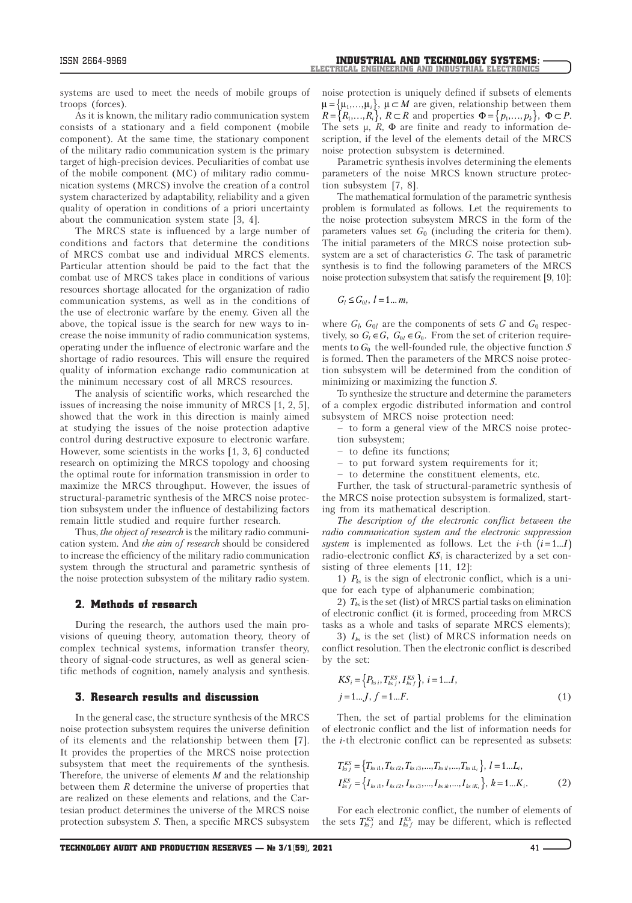systems are used to meet the needs of mobile groups of troops (forces).

As it is known, the military radio communication system consists of a stationary and a field component (mobile component). At the same time, the stationary component of the military radio communication system is the primary target of high-precision devices. Peculiarities of combat use of the mobile component (MC) of military radio communication systems (MRCS) involve the creation of a control system characterized by adaptability, reliability and a given quality of operation in conditions of a priori uncertainty about the communication system state [3, 4].

The MRCS state is influenced by a large number of conditions and factors that determine the conditions of MRCS combat use and individual MRCS elements. Particular attention should be paid to the fact that the combat use of MRCS takes place in conditions of various resources shortage allocated for the organization of radio communication systems, as well as in the conditions of the use of electronic warfare by the enemy. Given all the above, the topical issue is the search for new ways to increase the noise immunity of radio communication systems, operating under the influence of electronic warfare and the shortage of radio resources. This will ensure the required quality of information exchange radio communication at the minimum necessary cost of all MRCS resources.

The analysis of scientific works, which researched the issues of increasing the noise immunity of MRCS [1, 2, 5], showed that the work in this direction is mainly aimed at studying the issues of the noise protection adaptive control during destructive exposure to electronic warfare. However, some scientists in the works [1, 3, 6] conducted research on optimizing the MRCS topology and choosing the optimal route for information transmission in order to maximize the MRCS throughput. However, the issues of structural-parametric synthesis of the MRCS noise protection subsystem under the influence of destabilizing factors remain little studied and require further research.

Thus, *the object of research* is the military radio communication system. And *the aim of research* should be considered to increase the efficiency of the military radio communication system through the structural and parametric synthesis of the noise protection subsystem of the military radio system.

## 2. Methods of research

During the research, the authors used the main provisions of queuing theory, automation theory, theory of complex technical systems, information transfer theory, theory of signal-code structures, as well as general scientific methods of cognition, namely analysis and synthesis.

## 3. Research results and discussion

In the general case, the structure synthesis of the MRCS noise protection subsystem requires the universe definition of its elements and the relationship between them [7]. It provides the properties of the MRCS noise protection subsystem that meet the requirements of the synthesis. Therefore, the universe of elements $M$ and the relationship between them $R$ determine the universe of properties that are realized on these elements and relations, and the Cartesian product determines the universe of the MRCS noise protection subsystem $S$. Then, a specific MRCS subsystem noise protection is uniquely defined if subsets of elements $\mu=\{\mu_1,\ldots,\mu_i\}$, $\mu\subset M$ are given, relationship between them $R=\{R_1,\ldots,R_i\}$, $R\subset R$ and properties $\Phi=\{p_1,\ldots,p_k\}$, $\Phi\subset P$. The sets $\mu$, $R$, $\Phi$ are finite and ready to information description, if the level of the elements detail of the MRCS noise protection subsystem is determined.

Parametric synthesis involves determining the elements parameters of the noise MRCS known structure protection subsystem [7, 8].

The mathematical formulation of the parametric synthesis problem is formulated as follows. Let the requirements to the noise protection subsystem MRCS in the form of the parameters values set $G_0$ (including the criteria for them). The initial parameters of the MRCS noise protection subsystem are a set of characteristics $G$. The task of parametric synthesis is to find the following parameters of the MRCS noise protection subsystem that satisfy the requirement [9, 10]:

$$G_l \le G_{0l},\ l=1\ldots m,$$

where $G_l$, $G_{0l}$ are the components of sets $G$ and $G_0$ respectively, so $G_l\in G$, $G_{0l}\in G_0$. From the set of criterion requirements to $G_0$ the well-founded rule, the objective function $S$ is formed. Then the parameters of the MRCS noise protection subsystem will be determined from the condition of minimizing or maximizing the function $S$.

To synthesize the structure and determine the parameters of a complex ergodic distributed information and control subsystem of MRCS noise protection need:

– to form a general view of the MRCS noise protection subsystem;
– to define its functions;
– to put forward system requirements for it;
– to determine the constituent elements, etc.

Further, the task of structural-parametric synthesis of the MRCS noise protection subsystem is formalized, starting from its mathematical description.

*The description of the electronic conflict between the radio communication system and the electronic suppression system* is implemented as follows. Let the $i$-th $(i=1\ldots I)$ radio-electronic conflict $KS_i$ is characterized by a set consisting of three elements [11, 12]:

1) $P_{ks}$ is the sign of electronic conflict, which is a unique for each type of alphanumeric combination;

2) $T_{ks}$ is the set (list) of MRCS partial tasks on elimination of electronic conflict (it is formed, proceeding from MRCS tasks as a whole and tasks of separate MRCS elements);

3) $I_{ks}$ is the set (list) of MRCS information needs on conflict resolution. Then the electronic conflict is described by the set:

$$KS_i=\left\{P_{ks\,i},T_{ks\,j}^{KS},I_{ks\,f}^{KS}\right\},\ i=1\ldots I,$$
$$j=1\ldots J,\ f=1\ldots F. \tag{1}$$

Then, the set of partial problems for the elimination of electronic conflict and the list of information needs for the $i$-th electronic conflict can be represented as subsets:

$$T_{ks\,j}^{KS}=\left\{T_{ks\,i1},T_{ks\,i2},T_{ks\,i3},\ldots,T_{ks\,il},\ldots,T_{ks\,iL_i}\right\},\ l=1\ldots L_i,$$
$$I_{ks\,f}^{KS}=\left\{I_{ks\,i1},I_{ks\,i2},I_{ks\,i3},\ldots,I_{ks\,ik},\ldots,I_{ks\,iK_i}\right\},\ k=1\ldots K_i. \tag{2}$$

For each electronic conflict, the number of elements of the sets $T_{ks\,j}^{KS}$ and $I_{ks\,f}^{KS}$ may be different, which is reflected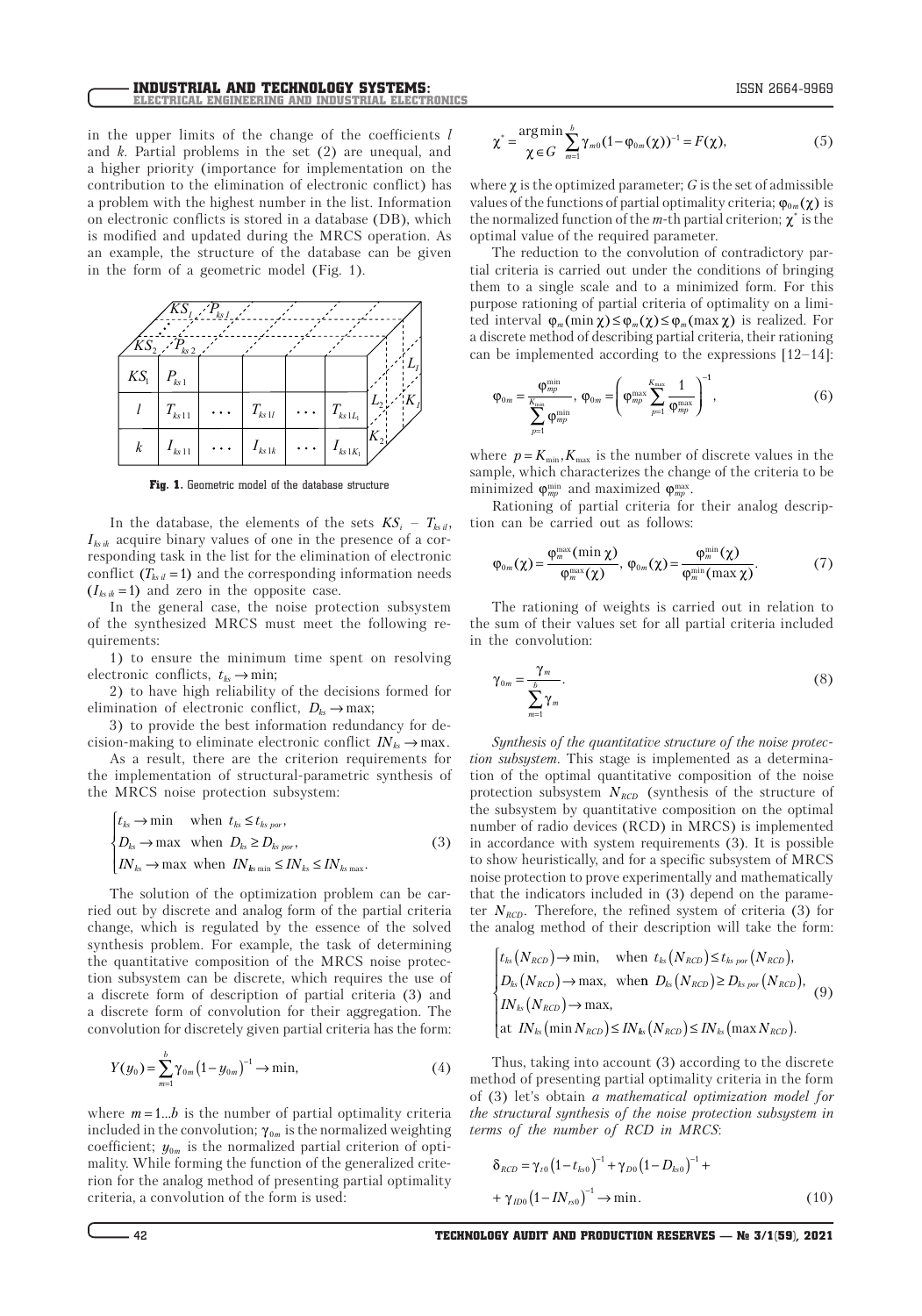in the upper limits of the change of the coefficients $l$ and $k$. Partial problems in the set (2) are unequal, and a higher priority (importance for implementation on the contribution to the elimination of electronic conflict) has a problem with the highest number in the list. Information on electronic conflicts is stored in a database (DB), which is modified and updated during the MRCS operation. As an example, the structure of the database can be given in the form of a geometric model (Fig. 1).

**Fig. 1.** Geometric model of the database structure

In the database, the elements of the sets $KS_i$ – $T_{ks\,il}$, $I_{ks\,ik}$ acquire binary values of one in the presence of a corresponding task in the list for the elimination of electronic conflict ($T_{ks\,il}=1$) and the corresponding information needs ($I_{ks\,ik}=1$) and zero in the opposite case.

In the general case, the noise protection subsystem of the synthesized MRCS must meet the following requirements:

1) to ensure the minimum time spent on resolving electronic conflicts, $t_{ks}\to\min$;

2) to have high reliability of the decisions formed for elimination of electronic conflict, $D_{ks}\to\max$;

3) to provide the best information redundancy for decision-making to eliminate electronic conflict $IN_{ks}\to\max$.

As a result, there are the criterion requirements for the implementation of structural-parametric synthesis of the MRCS noise protection subsystem:

$$\begin{cases} t_{ks}\to\min \quad \text{when } t_{ks}\le t_{ks\,por}, \\ D_{ks}\to\max \quad \text{when } D_{ks}\ge D_{ks\,por}, \\ IN_{ks}\to\max \text{ when } IN_{ks\,\min}\le IN_{ks}\le IN_{ks\,\max}. \end{cases} \tag{3}$$

The solution of the optimization problem can be carried out by discrete and analog form of the partial criteria change, which is regulated by the essence of the solved synthesis problem. For example, the task of determining the quantitative composition of the MRCS noise protection subsystem can be discrete, which requires the use of a discrete form of description of partial criteria (3) and a discrete form of convolution for their aggregation. The convolution for discretely given partial criteria has the form:

$$Y(y_0)=\sum_{m=1}^{b}\gamma_{0m}\left(1-y_{0m}\right)^{-1}\to\min, \tag{4}$$

where $m=1...b$ is the number of partial optimality criteria included in the convolution; $\gamma_{0m}$ is the normalized weighting coefficient; $y_{0m}$ is the normalized partial criterion of optimality. While forming the function of the generalized criterion for the analog method of presenting partial optimality criteria, a convolution of the form is used:

$$\chi^{*}=\underset{\chi\in G}{\arg\min}\sum_{m=1}^{b}\gamma_{m0}(1-\varphi_{0m}(\chi))^{-1}=F(\chi), \tag{5}$$

where $\chi$ is the optimized parameter; $G$ is the set of admissible values of the functions of partial optimality criteria; $\varphi_{0m}(\chi)$ is the normalized function of the $m$-th partial criterion; $\chi^{*}$ is the optimal value of the required parameter.

The reduction to the convolution of contradictory partial criteria is carried out under the conditions of bringing them to a single scale and to a minimized form. For this purpose rationing of partial criteria of optimality on a limited interval $\varphi_m(\min\chi)\le\varphi_m(\chi)\le\varphi_m(\max\chi)$ is realized. For a discrete method of describing partial criteria, their rationing can be implemented according to the expressions [12–14]:

$$\varphi_{0m}=\frac{\varphi_{mp}^{\min}}{\sum\limits_{p=1}^{K_{\min}}\varphi_{mp}^{\min}},\ \ \varphi_{0m}=\left(\varphi_{mp}^{\max}\sum_{p=1}^{K_{\max}}\frac{1}{\varphi_{mp}^{\max}}\right)^{-1}, \tag{6}$$

where $p=K_{\min},K_{\max}$ is the number of discrete values in the sample, which characterizes the change of the criteria to be minimized $\varphi_{mp}^{\min}$ and maximized $\varphi_{mp}^{\max}$.

Rationing of partial criteria for their analog description can be carried out as follows:

$$\varphi_{0m}(\chi)=\frac{\varphi_m^{\max}(\min\chi)}{\varphi_m^{\max}(\chi)},\ \ \varphi_{0m}(\chi)=\frac{\varphi_m^{\min}(\chi)}{\varphi_m^{\min}(\max\chi)}. \tag{7}$$

The rationing of weights is carried out in relation to the sum of their values set for all partial criteria included in the convolution:

$$\gamma_{0m}=\frac{\gamma_m}{\sum\limits_{m=1}^{b}\gamma_m}. \tag{8}$$

*Synthesis of the quantitative structure of the noise protection subsystem.* This stage is implemented as a determination of the optimal quantitative composition of the noise protection subsystem $N_{RCD}$ (synthesis of the structure of the subsystem by quantitative composition on the optimal number of radio devices (RCD) in MRCS) is implemented in accordance with system requirements (3). It is possible to show heuristically, and for a specific subsystem of MRCS noise protection to prove experimentally and mathematically that the indicators included in (3) depend on the parameter $N_{RCD}$. Therefore, the refined system of criteria (3) for the analog method of their description will take the form:

$$\begin{cases} t_{ks}\left(N_{RCD}\right)\to\min, \quad \text{when } t_{ks}\left(N_{RCD}\right)\le t_{ks\,por}\left(N_{RCD}\right), \\ D_{ks}\left(N_{RCD}\right)\to\max, \quad \text{when } D_{ks}\left(N_{RCD}\right)\ge D_{ks\,por}\left(N_{RCD}\right), \\ IN_{ks}\left(N_{RCD}\right)\to\max, \\ \text{at } IN_{ks}\left(\min N_{RCD}\right)\le IN_{ks}\left(N_{RCD}\right)\le IN_{ks}\left(\max N_{RCD}\right). \end{cases} \tag{9}$$

Thus, taking into account (3) according to the discrete method of presenting partial optimality criteria in the form of (3) let's obtain *a mathematical optimization model for the structural synthesis of the noise protection subsystem in terms of the number of RCD in MRCS*:

$$\delta_{RCD}=\gamma_{t0}\left(1-t_{ks0}\right)^{-1}+\gamma_{D0}\left(1-D_{ks0}\right)^{-1}+$$
$$+\gamma_{ID0}\left(1-IN_{rs0}\right)^{-1}\to\min. \tag{10}$$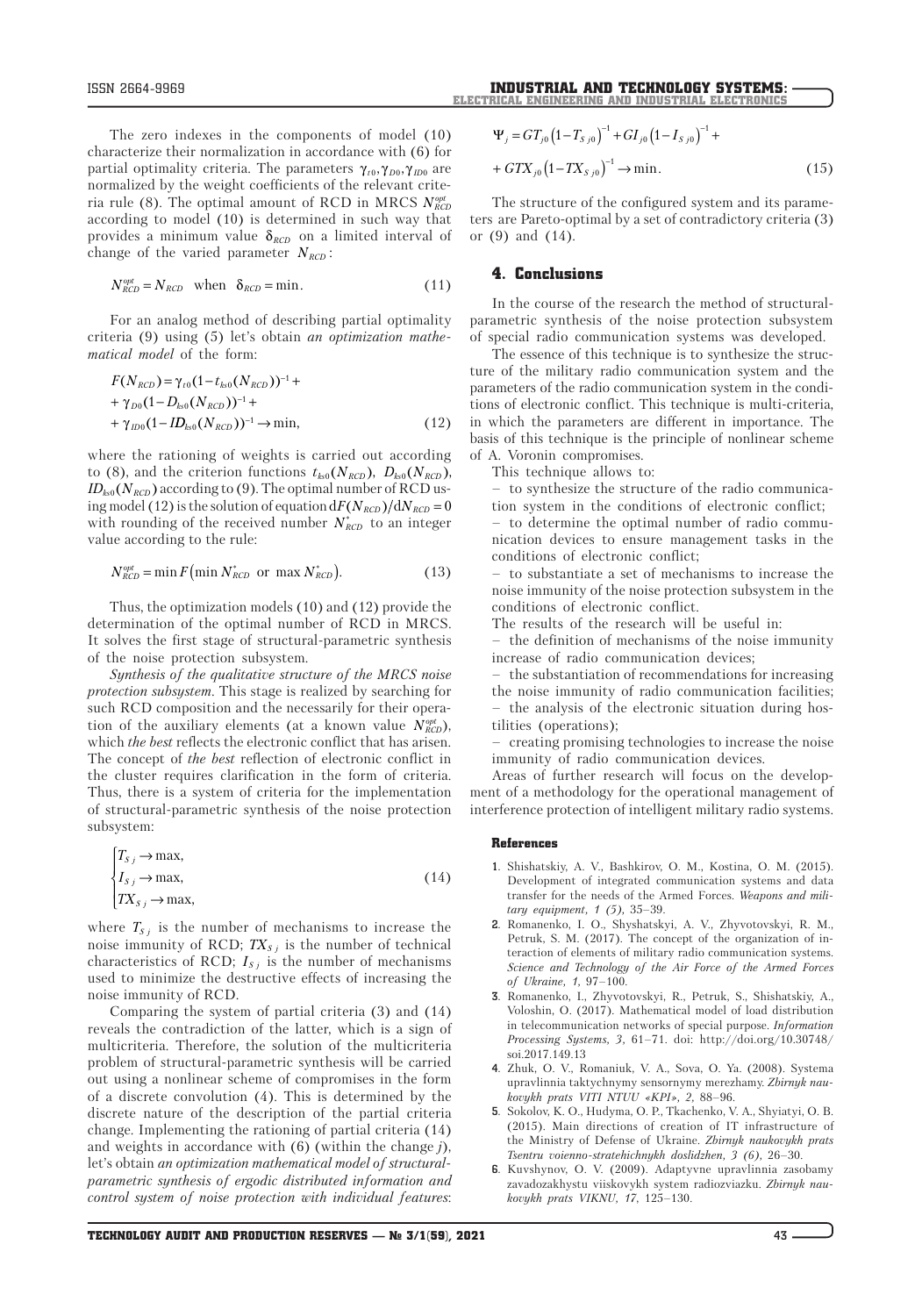The zero indexes in the components of model (10) characterize their normalization in accordance with (6) for partial optimality criteria. The parameters $\gamma_{t0}, \gamma_{D0}, \gamma_{ID0}$ are normalized by the weight coefficients of the relevant criteria rule (8). The optimal amount of RCD in MRCS $N_{RCD}^{opt}$ according to model (10) is determined in such way that provides a minimum value $\delta_{RCD}$ on a limited interval of change of the varied parameter $N_{RCD}$:

$$N_{RCD}^{opt} = N_{RCD} \quad \text{when} \quad \delta_{RCD} = \min. \tag{11}$$

For an analog method of describing partial optimality criteria (9) using (5) let's obtain *an optimization mathematical model* of the form:

$$\begin{aligned} F(N_{RCD}) &= \gamma_{t0}(1 - t_{ks0}(N_{RCD}))^{-1} + \\ &+ \gamma_{D0}(1 - D_{ks0}(N_{RCD}))^{-1} + \\ &+ \gamma_{ID0}(1 - ID_{ks0}(N_{RCD}))^{-1} \to \min, \end{aligned} \tag{12}$$

where the rationing of weights is carried out according to (8), and the criterion functions $t_{ks0}(N_{RCD})$, $D_{ks0}(N_{RCD})$, $ID_{ks0}(N_{RCD})$ according to (9). The optimal number of RCD using model (12) is the solution of equation $dF(N_{RCD})/dN_{RCD} = 0$ with rounding of the received number $N_{RCD}^{*}$ to an integer value according to the rule:

$$N_{RCD}^{opt} = \min F\left(\min N_{RCD}^{*} \text{ or } \max N_{RCD}^{*}\right). \tag{13}$$

Thus, the optimization models (10) and (12) provide the determination of the optimal number of RCD in MRCS. It solves the first stage of structural-parametric synthesis of the noise protection subsystem.

*Synthesis of the qualitative structure of the MRCS noise protection subsystem.* This stage is realized by searching for such RCD composition and the necessarily for their operation of the auxiliary elements (at a known value $N_{RCD}^{opt}$), which *the best* reflects the electronic conflict that has arisen. The concept of *the best* reflection of electronic conflict in the cluster requires clarification in the form of criteria. Thus, there is a system of criteria for the implementation of structural-parametric synthesis of the noise protection subsystem:

$$\begin{cases} T_{S\,j} \to \max, \\ I_{S\,j} \to \max, \\ TX_{S\,j} \to \max, \end{cases} \tag{14}$$

where $T_{S\,j}$ is the number of mechanisms to increase the noise immunity of RCD; $TX_{S\,j}$ is the number of technical characteristics of RCD; $I_{S\,j}$ is the number of mechanisms used to minimize the destructive effects of increasing the noise immunity of RCD.

Comparing the system of partial criteria (3) and (14) reveals the contradiction of the latter, which is a sign of multicriteria. Therefore, the solution of the multicriteria problem of structural-parametric synthesis will be carried out using a nonlinear scheme of compromises in the form of a discrete convolution (4). This is determined by the discrete nature of the description of the partial criteria change. Implementing the rationing of partial criteria (14) and weights in accordance with (6) (within the change $j$), let's obtain *an optimization mathematical model of structural-parametric synthesis of ergodic distributed information and control system of noise protection with individual features*:

$$\begin{aligned} \Psi_j &= GT_{j0}\left(1 - T_{S\,j0}\right)^{-1} + GI_{j0}\left(1 - I_{S\,j0}\right)^{-1} + \\ &+ GTX_{j0}\left(1 - TX_{S\,j0}\right)^{-1} \to \min. \end{aligned} \tag{15}$$

The structure of the configured system and its parameters are Pareto-optimal by a set of contradictory criteria (3) or (9) and (14).

## 4. Conclusions

In the course of the research the method of structural-parametric synthesis of the noise protection subsystem of special radio communication systems was developed.

The essence of this technique is to synthesize the structure of the military radio communication system and the parameters of the radio communication system in the conditions of electronic conflict. This technique is multi-criteria, in which the parameters are different in importance. The basis of this technique is the principle of nonlinear scheme of A. Voronin compromises.

This technique allows to:

– to synthesize the structure of the radio communication system in the conditions of electronic conflict;

– to determine the optimal number of radio communication devices to ensure management tasks in the conditions of electronic conflict;

– to substantiate a set of mechanisms to increase the noise immunity of the noise protection subsystem in the conditions of electronic conflict.

The results of the research will be useful in:

– the definition of mechanisms of the noise immunity increase of radio communication devices;

– the substantiation of recommendations for increasing the noise immunity of radio communication facilities;

– the analysis of the electronic situation during hostilities (operations);

– creating promising technologies to increase the noise immunity of radio communication devices.

Areas of further research will focus on the development of a methodology for the operational management of interference protection of intelligent military radio systems.

#### References

1. Shishatskiy, A. V., Bashkirov, O. M., Kostina, O. M. (2015). Development of integrated communication systems and data transfer for the needs of the Armed Forces. *Weapons and military equipment, 1 (5),* 35–39.
2. Romanenko, I. O., Shyshatskyi, A. V., Zhyvotovskyi, R. M., Petruk, S. M. (2017). The concept of the organization of interaction of elements of military radio communication systems. *Science and Technology of the Air Force of the Armed Forces of Ukraine, 1,* 97–100.
3. Romanenko, I., Zhyvotovskyi, R., Petruk, S., Shishatskiy, A., Voloshin, O. (2017). Mathematical model of load distribution in telecommunication networks of special purpose. *Information Processing Systems, 3,* 61–71. doi: http://doi.org/10.30748/soi.2017.149.13
4. Zhuk, O. V., Romaniuk, V. A., Sova, O. Ya. (2008). Systema upravlinnia taktychnymy sensornymy merezhamy. *Zbirnyk naukovykh prats VITI NTUU «KPI», 2,* 88–96.
5. Sokolov, K. O., Hudyma, O. P., Tkachenko, V. A., Shyiatyi, O. B. (2015). Main directions of creation of IT infrastructure of the Ministry of Defense of Ukraine. *Zbirnyk naukovykh prats Tsentru voienno-stratehichnykh doslidzhen, 3 (6),* 26–30.
6. Kuvshynov, O. V. (2009). Adaptyvne upravlinnia zasobamy zavadozakhystu viiskovykh system radiozviazku. *Zbirnyk naukovykh prats VIKNU, 17,* 125–130.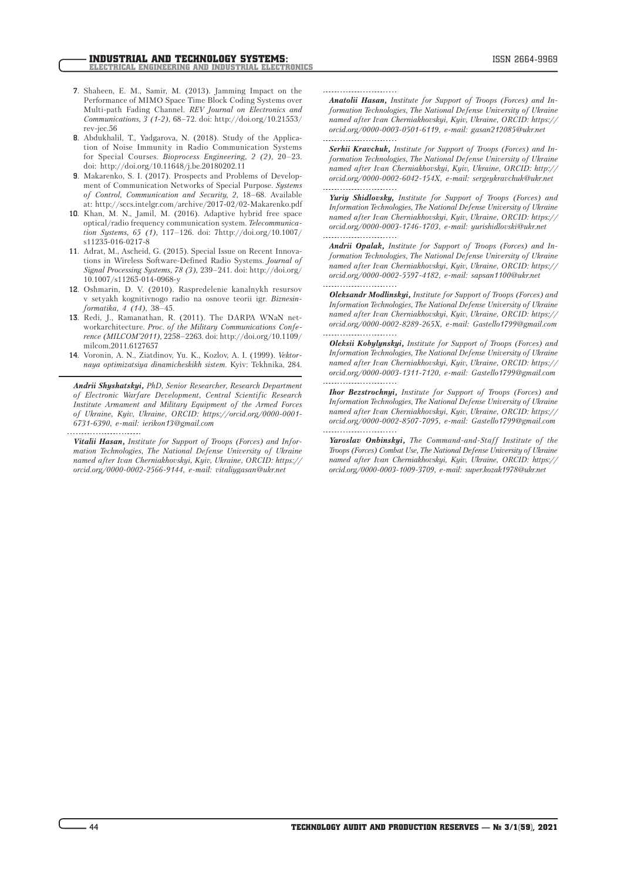7. Shaheen, E. M., Samir, M. (2013). Jamming Impact on the Performance of MIMO Space Time Block Coding Systems over Multi-path Fading Channel. *REV Journal on Electronics and Communications, 3 (1-2),* 68–72. doi: http://doi.org/10.21553/rev-jec.56
8. Abdukhalil, T., Yadgarova, N. (2018). Study of the Application of Noise Immunity in Radio Communication Systems for Special Courses. *Bioprocess Engineering, 2 (2),* 20–23. doi: http://doi.org/10.11648/j.be.20180202.11
9. Makarenko, S. I. (2017). Prospects and Problems of Development of Communication Networks of Special Purpose. *Systems of Control, Communication and Security, 2,* 18–68. Available at: http://sccs.intelgr.com/archive/2017-02/02-Makarenko.pdf
10. Khan, M. N., Jamil, M. (2016). Adaptive hybrid free space optical/radio frequency communication system. *Telecommunication Systems, 65 (1),* 117–126. doi: 7http://doi.org/10.1007/s11235-016-0217-8
11. Adrat, M., Ascheid, G. (2015). Special Issue on Recent Innovations in Wireless Software-Defined Radio Systems. *Journal of Signal Processing Systems, 78 (3),* 239–241. doi: http://doi.org/10.1007/s11265-014-0968-y
12. Oshmarin, D. V. (2010). Raspredelenie kanalnykh resursov v setyakh kognitivnogo radio na osnove teorii igr. *Biznesinformatika, 4 (14),* 38–45.
13. Redi, J., Ramanathan, R. (2011). The DARPA WNaN networkarchitecture. *Proc. of the Military Communications Conference (MILCOM'2011),* 2258–2263. doi: http://doi.org/10.1109/milcom.2011.6127657
14. Voronin, A. N., Ziatdinov, Yu. K., Kozlov, A. I. (1999). *Vektornaya optimizatsiya dinamicheskikh sistem.* Kyiv: Tekhnika, 284.

***Andrii Shyshatskyi,*** *PhD, Senior Researcher, Research Department of Electronic Warfare Development, Central Scientific Research Institute Armament and Military Equipment of the Armed Forces of Ukraine, Kyiv, Ukraine, ORCID: https://orcid.org/0000-0001-6731-6390, e-mail: ierikon13@gmail.com*

***Vitalii Hasan,*** *Institute for Support of Troops (Forces) and Information Technologies, The National Defense University of Ukraine named after Ivan Cherniakhovskyi, Kyiv, Ukraine, ORCID: https://orcid.org/0000-0002-2566-9144, e-mail: vitaliygasan@ukr.net*

***Anatolii Hasan,*** *Institute for Support of Troops (Forces) and Information Technologies, The National Defense University of Ukraine named after Ivan Cherniakhovskyi, Kyiv, Ukraine, ORCID: https://orcid.org/0000-0003-0501-6119, e-mail: gasan212085@ukr.net*

***Serhii Kravchuk,*** *Institute for Support of Troops (Forces) and Information Technologies, The National Defense University of Ukraine named after Ivan Cherniakhovskyi, Kyiv, Ukraine, ORCID: http://orcid.org/0000-0002-6042-154X, e-mail: sergeykravchuk@ukr.net*

***Yuriy Shidlovsky,*** *Institute for Support of Troops (Forces) and Information Technologies, The National Defense University of Ukraine named after Ivan Cherniakhovskyi, Kyiv, Ukraine, ORCID: https://orcid.org/0000-0003-1746-1703, e-mail: yurishidlovski@ukr.net*

***Andrii Opalak,*** *Institute for Support of Troops (Forces) and Information Technologies, The National Defense University of Ukraine named after Ivan Cherniakhovskyi, Kyiv, Ukraine, ORCID: https://orcid.org/0000-0002-5597-4182, e-mail: sapsan1100@ukr.net*

***Oleksandr Modlinskyi,*** *Institute for Support of Troops (Forces) and Information Technologies, The National Defense University of Ukraine named after Ivan Cherniakhovskyi, Kyiv, Ukraine, ORCID: https://orcid.org/0000-0002-8289-265X, e-mail: Gastello1799@gmail.com*

***Oleksii Kobylynskyi,*** *Institute for Support of Troops (Forces) and Information Technologies, The National Defense University of Ukraine named after Ivan Cherniakhovskyi, Kyiv, Ukraine, ORCID: https://orcid.org/0000-0003-1311-7120, e-mail: Gastello1799@gmail.com*

***Ihor Bezstrochnyi,*** *Institute for Support of Troops (Forces) and Information Technologies, The National Defense University of Ukraine named after Ivan Cherniakhovskyi, Kyiv, Ukraine, ORCID: https://orcid.org/0000-0002-8507-7095, e-mail: Gastello1799@gmail.com*

***Yaroslav Onbinskyi,*** *The Command-and-Staff Institute of the Troops (Forces) Combat Use, The National Defense University of Ukraine named after Ivan Cherniakhovskyi, Kyiv, Ukraine, ORCID: https://orcid.org/0000-0003-1009-3709, e-mail: super.kozak1978@ukr.net*